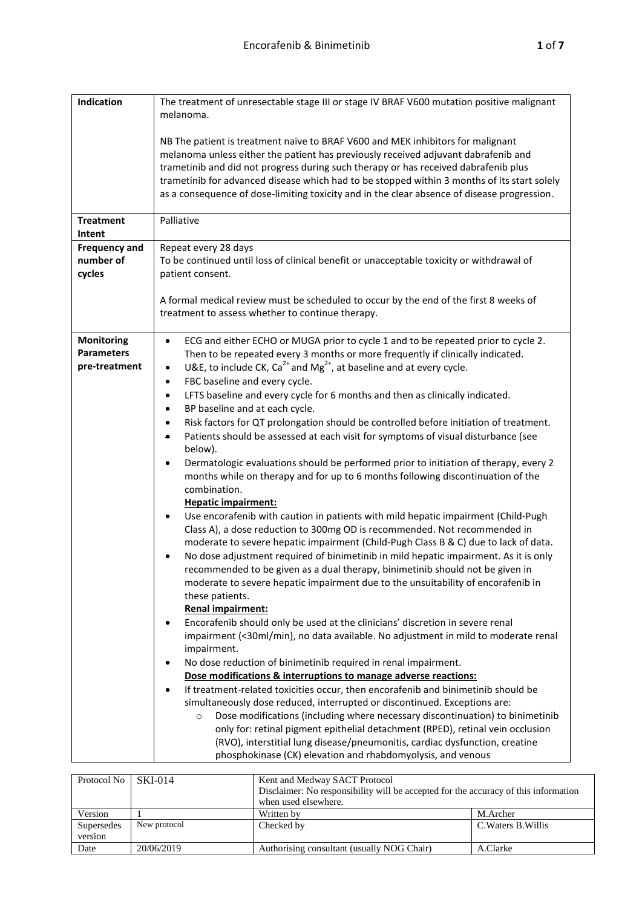| | |
|---|---|
| **Indication** | The treatment of unresectable stage III or stage IV BRAF V600 mutation positive malignant melanoma.<br><br>NB The patient is treatment naïve to BRAF V600 and MEK inhibitors for malignant melanoma unless either the patient has previously received adjuvant dabrafenib and trametinib and did not progress during such therapy or has received dabrafenib plus trametinib for advanced disease which had to be stopped within 3 months of its start solely as a consequence of dose-limiting toxicity and in the clear absence of disease progression. |
| **Treatment Intent** | Palliative |
| **Frequency and number of cycles** | Repeat every 28 days<br>To be continued until loss of clinical benefit or unacceptable toxicity or withdrawal of patient consent.<br><br>A formal medical review must be scheduled to occur by the end of the first 8 weeks of treatment to assess whether to continue therapy. |
| **Monitoring Parameters pre-treatment** | • ECG and either ECHO or MUGA prior to cycle 1 and to be repeated prior to cycle 2. Then to be repeated every 3 months or more frequently if clinically indicated.<br>• U&E, to include CK, $Ca^{2+}$ and $Mg^{2+}$, at baseline and at every cycle.<br>• FBC baseline and every cycle.<br>• LFTS baseline and every cycle for 6 months and then as clinically indicated.<br>• BP baseline and at each cycle.<br>• Risk factors for QT prolongation should be controlled before initiation of treatment.<br>• Patients should be assessed at each visit for symptoms of visual disturbance (see below).<br>• Dermatologic evaluations should be performed prior to initiation of therapy, every 2 months while on therapy and for up to 6 months following discontinuation of the combination.<br>**<u>Hepatic impairment:</u>**<br>• Use encorafenib with caution in patients with mild hepatic impairment (Child-Pugh Class A), a dose reduction to 300mg OD is recommended. Not recommended in moderate to severe hepatic impairment (Child-Pugh Class B & C) due to lack of data.<br>• No dose adjustment required of binimetinib in mild hepatic impairment. As it is only recommended to be given as a dual therapy, binimetinib should not be given in moderate to severe hepatic impairment due to the unsuitability of encorafenib in these patients.<br>**<u>Renal impairment:</u>**<br>• Encorafenib should only be used at the clinicians' discretion in severe renal impairment (<30ml/min), no data available. No adjustment in mild to moderate renal impairment.<br>• No dose reduction of binimetinib required in renal impairment.<br>**<u>Dose modifications & interruptions to manage adverse reactions:</u>**<br>• If treatment-related toxicities occur, then encorafenib and binimetinib should be simultaneously dose reduced, interrupted or discontinued. Exceptions are:<br>&nbsp;&nbsp;&nbsp;&nbsp;○ Dose modifications (including where necessary discontinuation) to binimetinib only for: retinal pigment epithelial detachment (RPED), retinal vein occlusion (RVO), interstitial lung disease/pneumonitis, cardiac dysfunction, creatine phosphokinase (CK) elevation and rhabdomyolysis, and venous |

| Protocol No | SKI-014 | Kent and Medway SACT Protocol<br>Disclaimer: No responsibility will be accepted for the accuracy of this information when used elsewhere. | |
|---|---|---|---|
| Version | 1 | Written by | M.Archer |
| Supersedes version | New protocol | Checked by | C.Waters B.Willis |
| Date | 20/06/2019 | Authorising consultant (usually NOG Chair) | A.Clarke |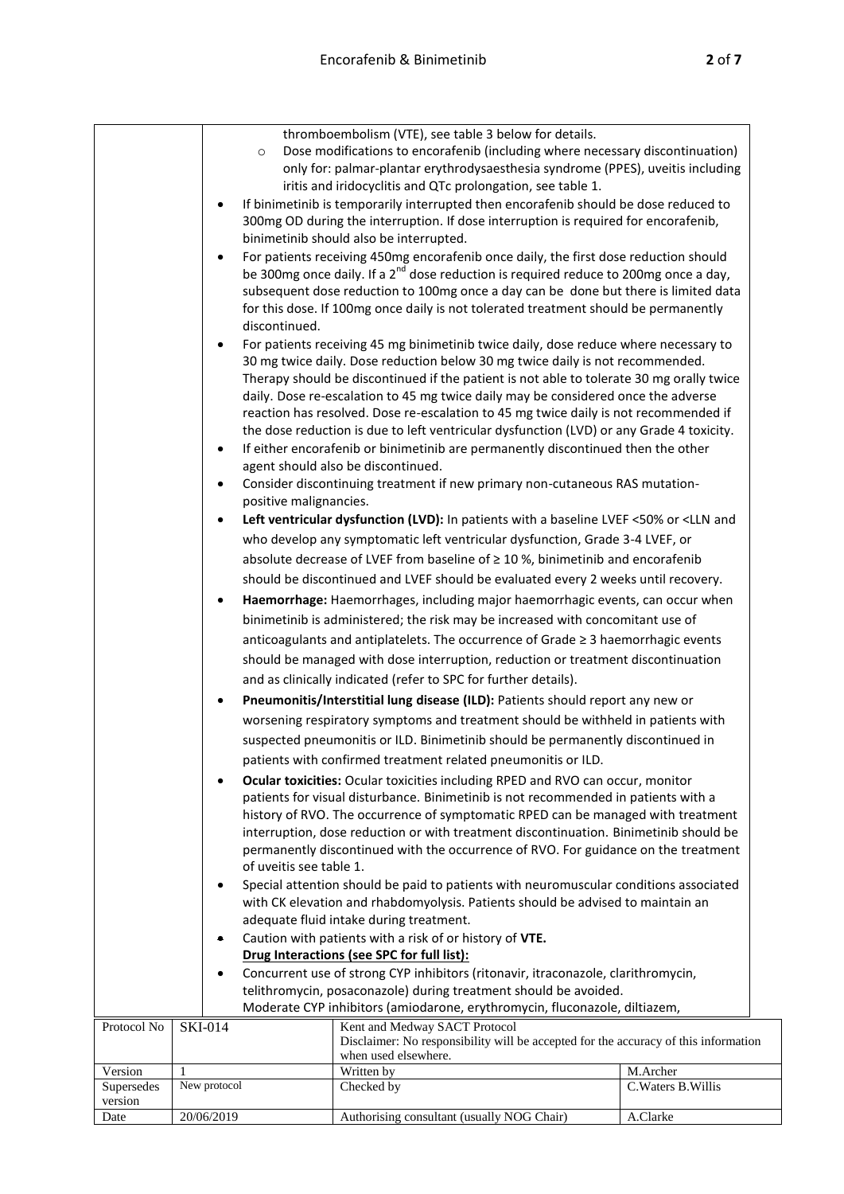thromboembolism (VTE), see table 3 below for details.

   - Dose modifications to encorafenib (including where necessary discontinuation) only for: palmar-plantar erythrodysaesthesia syndrome (PPES), uveitis including iritis and iridocyclitis and QTc prolongation, see table 1.

- If binimetinib is temporarily interrupted then encorafenib should be dose reduced to 300mg OD during the interruption. If dose interruption is required for encorafenib, binimetinib should also be interrupted.
- For patients receiving 450mg encorafenib once daily, the first dose reduction should be 300mg once daily. If a 2nd dose reduction is required reduce to 200mg once a day, subsequent dose reduction to 100mg once a day can be done but there is limited data for this dose. If 100mg once daily is not tolerated treatment should be permanently discontinued.
- For patients receiving 45 mg binimetinib twice daily, dose reduce where necessary to 30 mg twice daily. Dose reduction below 30 mg twice daily is not recommended. Therapy should be discontinued if the patient is not able to tolerate 30 mg orally twice daily. Dose re-escalation to 45 mg twice daily may be considered once the adverse reaction has resolved. Dose re-escalation to 45 mg twice daily is not recommended if the dose reduction is due to left ventricular dysfunction (LVD) or any Grade 4 toxicity.
- If either encorafenib or binimetinib are permanently discontinued then the other agent should also be discontinued.
- Consider discontinuing treatment if new primary non-cutaneous RAS mutation-positive malignancies.
- **Left ventricular dysfunction (LVD):** In patients with a baseline LVEF <50% or <LLN and who develop any symptomatic left ventricular dysfunction, Grade 3-4 LVEF, or absolute decrease of LVEF from baseline of ≥ 10 %, binimetinib and encorafenib should be discontinued and LVEF should be evaluated every 2 weeks until recovery.
- **Haemorrhage:** Haemorrhages, including major haemorrhagic events, can occur when binimetinib is administered; the risk may be increased with concomitant use of anticoagulants and antiplatelets. The occurrence of Grade ≥ 3 haemorrhagic events should be managed with dose interruption, reduction or treatment discontinuation and as clinically indicated (refer to SPC for further details).
- **Pneumonitis/Interstitial lung disease (ILD):** Patients should report any new or worsening respiratory symptoms and treatment should be withheld in patients with suspected pneumonitis or ILD. Binimetinib should be permanently discontinued in patients with confirmed treatment related pneumonitis or ILD.
- **Ocular toxicities:** Ocular toxicities including RPED and RVO can occur, monitor patients for visual disturbance. Binimetinib is not recommended in patients with a history of RVO. The occurrence of symptomatic RPED can be managed with treatment interruption, dose reduction or with treatment discontinuation. Binimetinib should be permanently discontinued with the occurrence of RVO. For guidance on the treatment of uveitis see table 1.
- Special attention should be paid to patients with neuromuscular conditions associated with CK elevation and rhabdomyolysis. Patients should be advised to maintain an adequate fluid intake during treatment.
- Caution with patients with a risk of or history of **VTE.**

**Drug Interactions (see SPC for full list):**

- Concurrent use of strong CYP inhibitors (ritonavir, itraconazole, clarithromycin, telithromycin, posaconazole) during treatment should be avoided.

Moderate CYP inhibitors (amiodarone, erythromycin, fluconazole, diltiazem,

| Protocol No | SKI-014 | Kent and Medway SACT Protocol<br>Disclaimer: No responsibility will be accepted for the accuracy of this information when used elsewhere. | |
|---|---|---|---|
| Version | 1 | Written by | M.Archer |
| Supersedes version | New protocol | Checked by | C.Waters B.Willis |
| Date | 20/06/2019 | Authorising consultant (usually NOG Chair) | A.Clarke |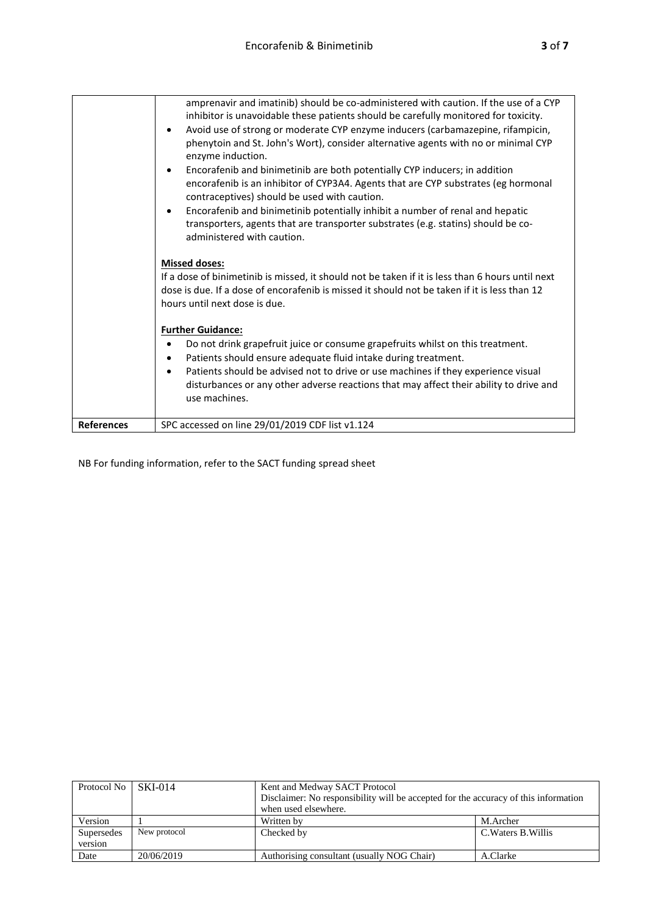| | |
|---|---|
| | amprenavir and imatinib) should be co-administered with caution. If the use of a CYP inhibitor is unavoidable these patients should be carefully monitored for toxicity.<br>• Avoid use of strong or moderate CYP enzyme inducers (carbamazepine, rifampicin, phenytoin and St. John's Wort), consider alternative agents with no or minimal CYP enzyme induction.<br>• Encorafenib and binimetinib are both potentially CYP inducers; in addition encorafenib is an inhibitor of CYP3A4. Agents that are CYP substrates (eg hormonal contraceptives) should be used with caution.<br>• Encorafenib and binimetinib potentially inhibit a number of renal and hepatic transporters, agents that are transporter substrates (e.g. statins) should be co-administered with caution.<br><br>**Missed doses:**<br>If a dose of binimetinib is missed, it should not be taken if it is less than 6 hours until next dose is due. If a dose of encorafenib is missed it should not be taken if it is less than 12 hours until next dose is due.<br><br>**Further Guidance:**<br>• Do not drink grapefruit juice or consume grapefruits whilst on this treatment.<br>• Patients should ensure adequate fluid intake during treatment.<br>• Patients should be advised not to drive or use machines if they experience visual disturbances or any other adverse reactions that may affect their ability to drive and use machines. |
| **References** | SPC accessed on line 29/01/2019 CDF list v1.124 |

NB For funding information, refer to the SACT funding spread sheet

| Protocol No | SKI-014 | Kent and Medway SACT Protocol<br>Disclaimer: No responsibility will be accepted for the accuracy of this information when used elsewhere. | |
|---|---|---|---|
| Version | 1 | Written by | M.Archer |
| Supersedes version | New protocol | Checked by | C.Waters B.Willis |
| Date | 20/06/2019 | Authorising consultant (usually NOG Chair) | A.Clarke |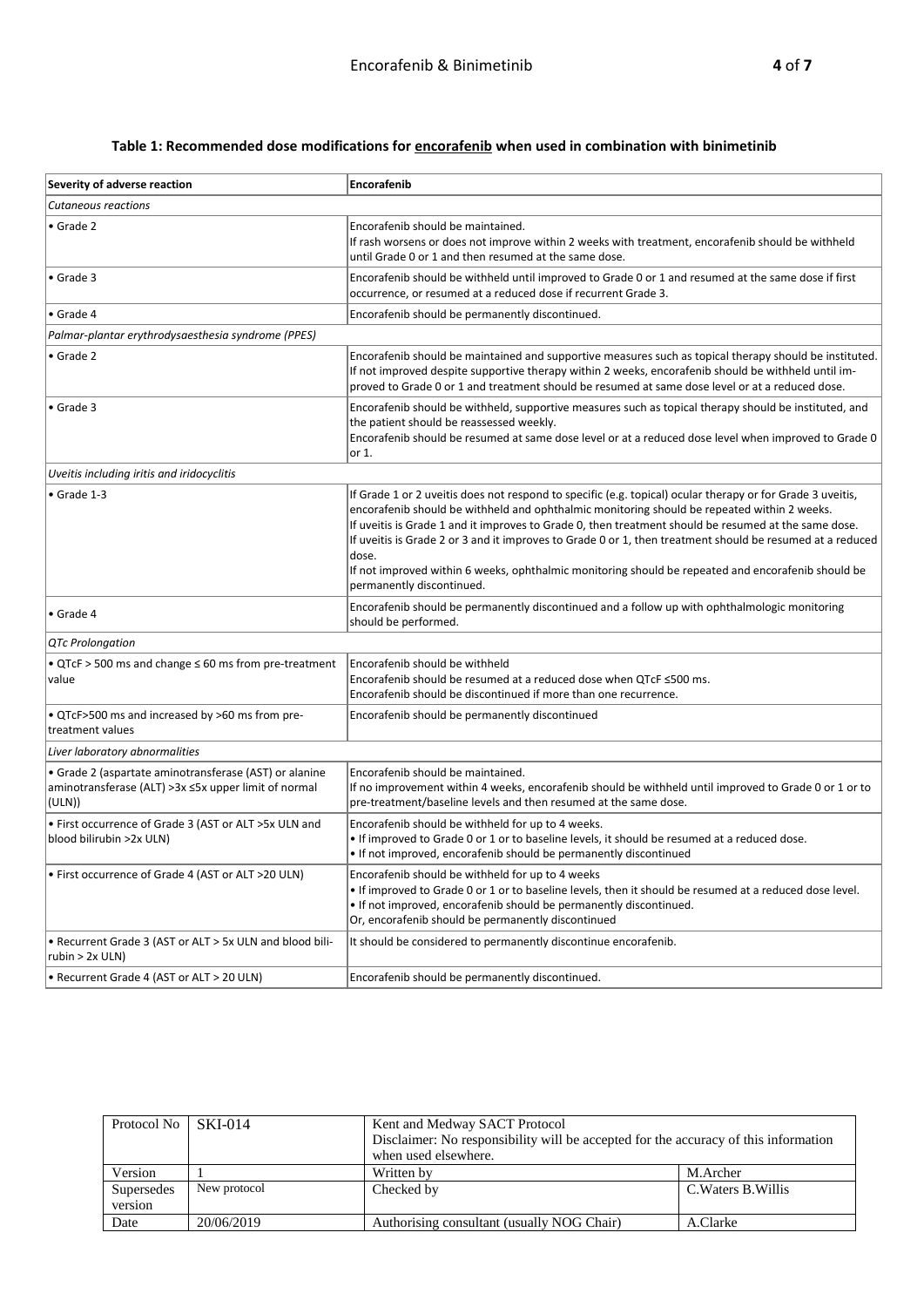**Table 1: Recommended dose modifications for <u>encorafenib</u> when used in combination with binimetinib**

| Severity of adverse reaction | Encorafenib |
|---|---|
| *Cutaneous reactions* | |
| • Grade 2 | Encorafenib should be maintained.<br>If rash worsens or does not improve within 2 weeks with treatment, encorafenib should be withheld until Grade 0 or 1 and then resumed at the same dose. |
| • Grade 3 | Encorafenib should be withheld until improved to Grade 0 or 1 and resumed at the same dose if first occurrence, or resumed at a reduced dose if recurrent Grade 3. |
| • Grade 4 | Encorafenib should be permanently discontinued. |
| *Palmar-plantar erythrodysaesthesia syndrome (PPES)* | |
| • Grade 2 | Encorafenib should be maintained and supportive measures such as topical therapy should be instituted. If not improved despite supportive therapy within 2 weeks, encorafenib should be withheld until improved to Grade 0 or 1 and treatment should be resumed at same dose level or at a reduced dose. |
| • Grade 3 | Encorafenib should be withheld, supportive measures such as topical therapy should be instituted, and the patient should be reassessed weekly.<br>Encorafenib should be resumed at same dose level or at a reduced dose level when improved to Grade 0 or 1. |
| *Uveitis including iritis and iridocyclitis* | |
| • Grade 1-3 | If Grade 1 or 2 uveitis does not respond to specific (e.g. topical) ocular therapy or for Grade 3 uveitis, encorafenib should be withheld and ophthalmic monitoring should be repeated within 2 weeks.<br>If uveitis is Grade 1 and it improves to Grade 0, then treatment should be resumed at the same dose.<br>If uveitis is Grade 2 or 3 and it improves to Grade 0 or 1, then treatment should be resumed at a reduced dose.<br>If not improved within 6 weeks, ophthalmic monitoring should be repeated and encorafenib should be permanently discontinued. |
| • Grade 4 | Encorafenib should be permanently discontinued and a follow up with ophthalmologic monitoring should be performed. |
| *QTc Prolongation* | |
| • QTcF > 500 ms and change ≤ 60 ms from pre-treatment value | Encorafenib should be withheld<br>Encorafenib should be resumed at a reduced dose when QTcF ≤500 ms.<br>Encorafenib should be discontinued if more than one recurrence. |
| • QTcF>500 ms and increased by >60 ms from pre-treatment values | Encorafenib should be permanently discontinued |
| *Liver laboratory abnormalities* | |
| • Grade 2 (aspartate aminotransferase (AST) or alanine aminotransferase (ALT) >3x ≤5x upper limit of normal (ULN)) | Encorafenib should be maintained.<br>If no improvement within 4 weeks, encorafenib should be withheld until improved to Grade 0 or 1 or to pre-treatment/baseline levels and then resumed at the same dose. |
| • First occurrence of Grade 3 (AST or ALT >5x ULN and blood bilirubin >2x ULN) | Encorafenib should be withheld for up to 4 weeks.<br>• If improved to Grade 0 or 1 or to baseline levels, it should be resumed at a reduced dose.<br>• If not improved, encorafenib should be permanently discontinued |
| • First occurrence of Grade 4 (AST or ALT >20 ULN) | Encorafenib should be withheld for up to 4 weeks<br>• If improved to Grade 0 or 1 or to baseline levels, then it should be resumed at a reduced dose level.<br>• If not improved, encorafenib should be permanently discontinued.<br>Or, encorafenib should be permanently discontinued |
| • Recurrent Grade 3 (AST or ALT > 5x ULN and blood bilirubin > 2x ULN) | It should be considered to permanently discontinue encorafenib. |
| • Recurrent Grade 4 (AST or ALT > 20 ULN) | Encorafenib should be permanently discontinued. |

| Protocol No | SKI-014 | Kent and Medway SACT Protocol<br>Disclaimer: No responsibility will be accepted for the accuracy of this information when used elsewhere. | |
|---|---|---|---|
| Version | 1 | Written by | M.Archer |
| Supersedes version | New protocol | Checked by | C.Waters B.Willis |
| Date | 20/06/2019 | Authorising consultant (usually NOG Chair) | A.Clarke |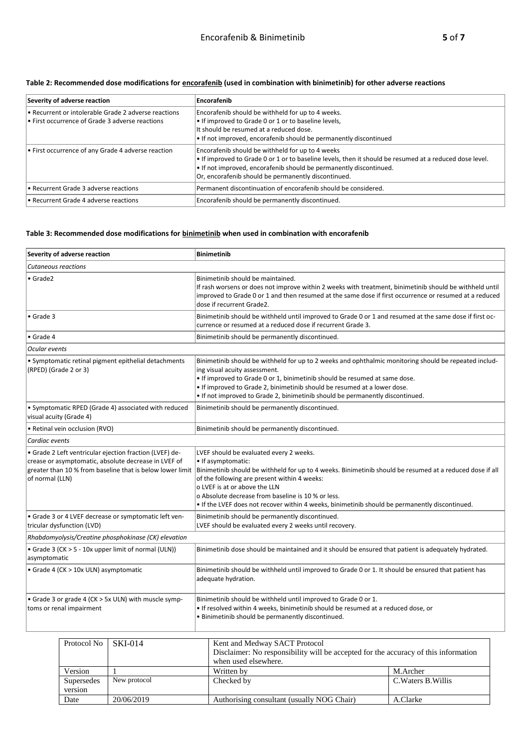**Table 2: Recommended dose modifications for <u>encorafenib</u> (used in combination with binimetinib) for other adverse reactions**

| Severity of adverse reaction | Encorafenib |
|---|---|
| • Recurrent or intolerable Grade 2 adverse reactions<br>• First occurrence of Grade 3 adverse reactions | Encorafenib should be withheld for up to 4 weeks.<br>• If improved to Grade 0 or 1 or to baseline levels,<br>It should be resumed at a reduced dose.<br>• If not improved, encorafenib should be permanently discontinued |
| • First occurrence of any Grade 4 adverse reaction | Encorafenib should be withheld for up to 4 weeks<br>• If improved to Grade 0 or 1 or to baseline levels, then it should be resumed at a reduced dose level.<br>• If not improved, encorafenib should be permanently discontinued.<br>Or, encorafenib should be permanently discontinued. |
| • Recurrent Grade 3 adverse reactions | Permanent discontinuation of encorafenib should be considered. |
| • Recurrent Grade 4 adverse reactions | Encorafenib should be permanently discontinued. |

**Table 3: Recommended dose modifications for <u>binimetinib</u> when used in combination with encorafenib**

| Severity of adverse reaction | Binimetinib |
|---|---|
| *Cutaneous reactions* | |
| • Grade2 | Binimetinib should be maintained.<br>If rash worsens or does not improve within 2 weeks with treatment, binimetinib should be withheld until improved to Grade 0 or 1 and then resumed at the same dose if first occurrence or resumed at a reduced dose if recurrent Grade2. |
| • Grade 3 | Binimetinib should be withheld until improved to Grade 0 or 1 and resumed at the same dose if first occurrence or resumed at a reduced dose if recurrent Grade 3. |
| • Grade 4 | Binimetinib should be permanently discontinued. |
| *Ocular events* | |
| • Symptomatic retinal pigment epithelial detachments (RPED) (Grade 2 or 3) | Binimetinib should be withheld for up to 2 weeks and ophthalmic monitoring should be repeated including visual acuity assessment.<br>• If improved to Grade 0 or 1, binimetinib should be resumed at same dose.<br>• If improved to Grade 2, binimetinib should be resumed at a lower dose.<br>• If not improved to Grade 2, binimetinib should be permanently discontinued. |
| • Symptomatic RPED (Grade 4) associated with reduced visual acuity (Grade 4) | Binimetinib should be permanently discontinued. |
| • Retinal vein occlusion (RVO) | Binimetinib should be permanently discontinued. |
| *Cardiac events* | |
| • Grade 2 Left ventricular ejection fraction (LVEF) decrease or asymptomatic, absolute decrease in LVEF of greater than 10 % from baseline that is below lower limit of normal (LLN) | LVEF should be evaluated every 2 weeks.<br>• If asymptomatic:<br>Binimetinib should be withheld for up to 4 weeks. Binimetinib should be resumed at a reduced dose if all of the following are present within 4 weeks:<br>o LVEF is at or above the LLN<br>o Absolute decrease from baseline is 10 % or less.<br>• If the LVEF does not recover within 4 weeks, binimetinib should be permanently discontinued. |
| • Grade 3 or 4 LVEF decrease or symptomatic left ventricular dysfunction (LVD) | Binimetinib should be permanently discontinued.<br>LVEF should be evaluated every 2 weeks until recovery. |
| *Rhabdomyolysis/Creatine phosphokinase (CK) elevation* | |
| • Grade 3 (CK > 5 - 10x upper limit of normal (ULN)) asymptomatic | Binimetinib dose should be maintained and it should be ensured that patient is adequately hydrated. |
| • Grade 4 (CK > 10x ULN) asymptomatic | Binimetinib should be withheld until improved to Grade 0 or 1. It should be ensured that patient has adequate hydration. |
| • Grade 3 or grade 4 (CK > 5x ULN) with muscle symptoms or renal impairment | Binimetinib should be withheld until improved to Grade 0 or 1.<br>• If resolved within 4 weeks, binimetinib should be resumed at a reduced dose, or<br>• Binimetinib should be permanently discontinued. |

| Protocol No | SKI-014 | Kent and Medway SACT Protocol<br>Disclaimer: No responsibility will be accepted for the accuracy of this information when used elsewhere. | |
|---|---|---|---|
| Version | 1 | Written by | M.Archer |
| Supersedes version | New protocol | Checked by | C.Waters B.Willis |
| Date | 20/06/2019 | Authorising consultant (usually NOG Chair) | A.Clarke |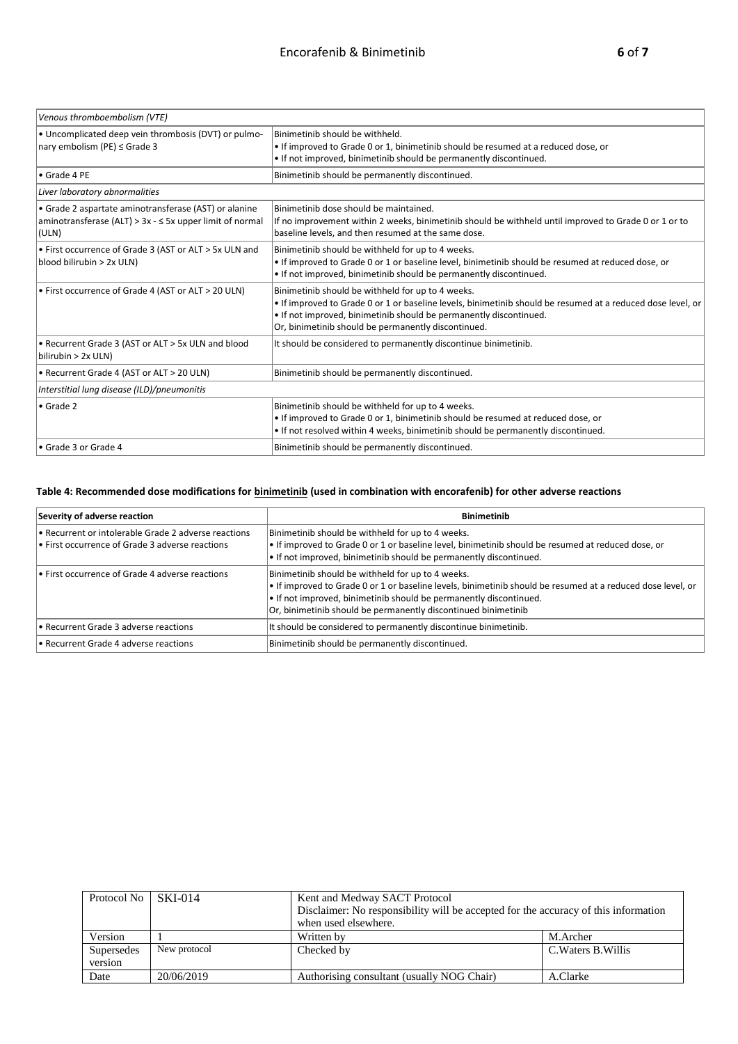| | |
|---|---|
| *Venous thromboembolism (VTE)* | |
| • Uncomplicated deep vein thrombosis (DVT) or pulmonary embolism (PE) ≤ Grade 3 | Binimetinib should be withheld.<br>• If improved to Grade 0 or 1, binimetinib should be resumed at a reduced dose, or<br>• If not improved, binimetinib should be permanently discontinued. |
| • Grade 4 PE | Binimetinib should be permanently discontinued. |
| *Liver laboratory abnormalities* | |
| • Grade 2 aspartate aminotransferase (AST) or alanine aminotransferase (ALT) > 3x - ≤ 5x upper limit of normal (ULN) | Binimetinib dose should be maintained.<br>If no improvement within 2 weeks, binimetinib should be withheld until improved to Grade 0 or 1 or to baseline levels, and then resumed at the same dose. |
| • First occurrence of Grade 3 (AST or ALT > 5x ULN and blood bilirubin > 2x ULN) | Binimetinib should be withheld for up to 4 weeks.<br>• If improved to Grade 0 or 1 or baseline level, binimetinib should be resumed at reduced dose, or<br>• If not improved, binimetinib should be permanently discontinued. |
| • First occurrence of Grade 4 (AST or ALT > 20 ULN) | Binimetinib should be withheld for up to 4 weeks.<br>• If improved to Grade 0 or 1 or baseline levels, binimetinib should be resumed at a reduced dose level, or<br>• If not improved, binimetinib should be permanently discontinued.<br>Or, binimetinib should be permanently discontinued. |
| • Recurrent Grade 3 (AST or ALT > 5x ULN and blood bilirubin > 2x ULN) | It should be considered to permanently discontinue binimetinib. |
| • Recurrent Grade 4 (AST or ALT > 20 ULN) | Binimetinib should be permanently discontinued. |
| *Interstitial lung disease (ILD)/pneumonitis* | |
| • Grade 2 | Binimetinib should be withheld for up to 4 weeks.<br>• If improved to Grade 0 or 1, binimetinib should be resumed at reduced dose, or<br>• If not resolved within 4 weeks, binimetinib should be permanently discontinued. |
| • Grade 3 or Grade 4 | Binimetinib should be permanently discontinued. |

**Table 4: Recommended dose modifications for binimetinib (used in combination with encorafenib) for other adverse reactions**

| Severity of adverse reaction | Binimetinib |
|---|---|
| • Recurrent or intolerable Grade 2 adverse reactions<br>• First occurrence of Grade 3 adverse reactions | Binimetinib should be withheld for up to 4 weeks.<br>• If improved to Grade 0 or 1 or baseline level, binimetinib should be resumed at reduced dose, or<br>• If not improved, binimetinib should be permanently discontinued. |
| • First occurrence of Grade 4 adverse reactions | Binimetinib should be withheld for up to 4 weeks.<br>• If improved to Grade 0 or 1 or baseline levels, binimetinib should be resumed at a reduced dose level, or<br>• If not improved, binimetinib should be permanently discontinued.<br>Or, binimetinib should be permanently discontinued binimetinib |
| • Recurrent Grade 3 adverse reactions | It should be considered to permanently discontinue binimetinib. |
| • Recurrent Grade 4 adverse reactions | Binimetinib should be permanently discontinued. |

| Protocol No | SKI-014 | Kent and Medway SACT Protocol<br>Disclaimer: No responsibility will be accepted for the accuracy of this information when used elsewhere. | |
|---|---|---|---|
| Version | 1 | Written by | M.Archer |
| Supersedes version | New protocol | Checked by | C.Waters B.Willis |
| Date | 20/06/2019 | Authorising consultant (usually NOG Chair) | A.Clarke |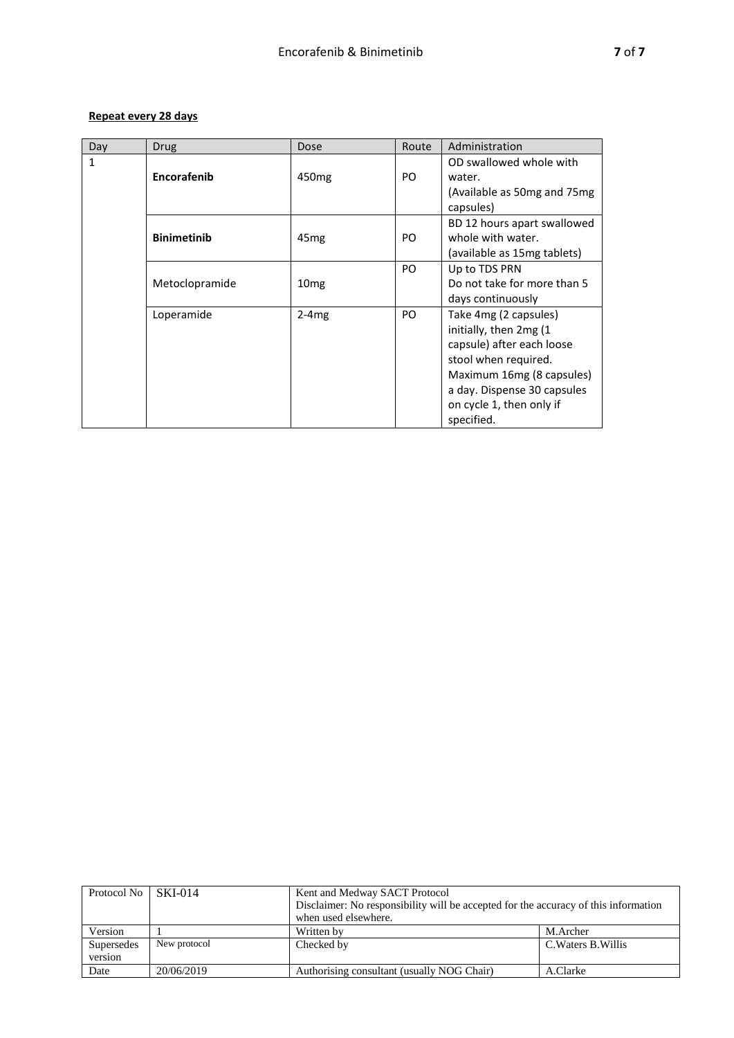**Repeat every 28 days**

| Day | Drug | Dose | Route | Administration |
|---|---|---|---|---|
| 1 | **Encorafenib** | 450mg | PO | OD swallowed whole with water. (Available as 50mg and 75mg capsules) |
| | **Binimetinib** | 45mg | PO | BD 12 hours apart swallowed whole with water. (available as 15mg tablets) |
| | Metoclopramide | 10mg | PO | Up to TDS PRN Do not take for more than 5 days continuously |
| | Loperamide | 2-4mg | PO | Take 4mg (2 capsules) initially, then 2mg (1 capsule) after each loose stool when required. Maximum 16mg (8 capsules) a day. Dispense 30 capsules on cycle 1, then only if specified. |

| | | | |
|---|---|---|---|
| Protocol No | SKI-014 | Kent and Medway SACT Protocol<br>Disclaimer: No responsibility will be accepted for the accuracy of this information when used elsewhere. | |
| Version | 1 | Written by | M.Archer |
| Supersedes version | New protocol | Checked by | C.Waters B.Willis |
| Date | 20/06/2019 | Authorising consultant (usually NOG Chair) | A.Clarke |